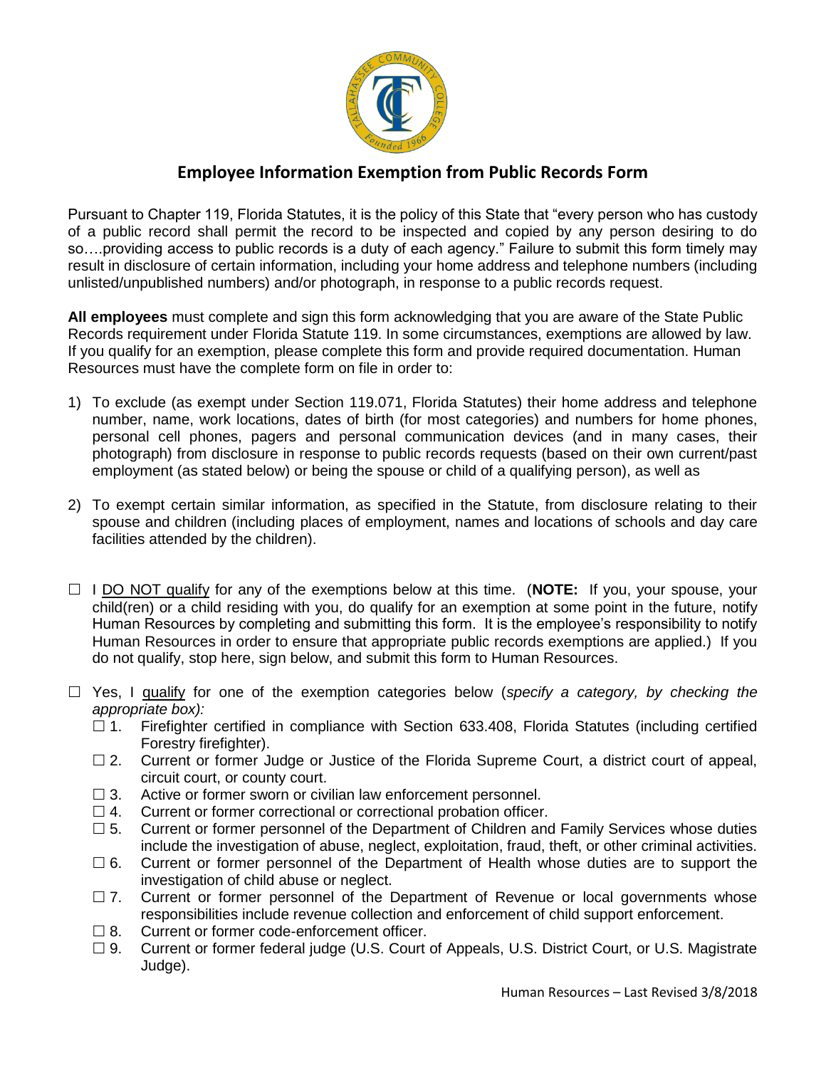## Employee Information Exemption from Public Records Form

Pursuant to Chapter 119, Florida Statutes, it is the policy of this State that "every person who has custody of a public record shall permit the record to be inspected and copied by any person desiring to do so….providing access to public records is a duty of each agency." Failure to submit this form timely may result in disclosure of certain information, including your home address and telephone numbers (including unlisted/unpublished numbers) and/or photograph, in response to a public records request.

**All employees** must complete and sign this form acknowledging that you are aware of the State Public Records requirement under Florida Statute 119. In some circumstances, exemptions are allowed by law. If you qualify for an exemption, please complete this form and provide required documentation. Human Resources must have the complete form on file in order to:

1) To exclude (as exempt under Section 119.071, Florida Statutes) their home address and telephone number, name, work locations, dates of birth (for most categories) and numbers for home phones, personal cell phones, pagers and personal communication devices (and in many cases, their photograph) from disclosure in response to public records requests (based on their own current/past employment (as stated below) or being the spouse or child of a qualifying person), as well as

2) To exempt certain similar information, as specified in the Statute, from disclosure relating to their spouse and children (including places of employment, names and locations of schools and day care facilities attended by the children).

☐ I DO NOT qualify for any of the exemptions below at this time. (**NOTE:** If you, your spouse, your child(ren) or a child residing with you, do qualify for an exemption at some point in the future, notify Human Resources by completing and submitting this form. It is the employee's responsibility to notify Human Resources in order to ensure that appropriate public records exemptions are applied.) If you do not qualify, stop here, sign below, and submit this form to Human Resources.

☐ Yes, I qualify for one of the exemption categories below (*specify a category, by checking the appropriate box):*

- ☐ 1. Firefighter certified in compliance with Section 633.408, Florida Statutes (including certified Forestry firefighter).
- ☐ 2. Current or former Judge or Justice of the Florida Supreme Court, a district court of appeal, circuit court, or county court.
- ☐ 3. Active or former sworn or civilian law enforcement personnel.
- ☐ 4. Current or former correctional or correctional probation officer.
- ☐ 5. Current or former personnel of the Department of Children and Family Services whose duties include the investigation of abuse, neglect, exploitation, fraud, theft, or other criminal activities.
- ☐ 6. Current or former personnel of the Department of Health whose duties are to support the investigation of child abuse or neglect.
- ☐ 7. Current or former personnel of the Department of Revenue or local governments whose responsibilities include revenue collection and enforcement of child support enforcement.
- ☐ 8. Current or former code-enforcement officer.
- ☐ 9. Current or former federal judge (U.S. Court of Appeals, U.S. District Court, or U.S. Magistrate Judge).

Human Resources – Last Revised 3/8/2018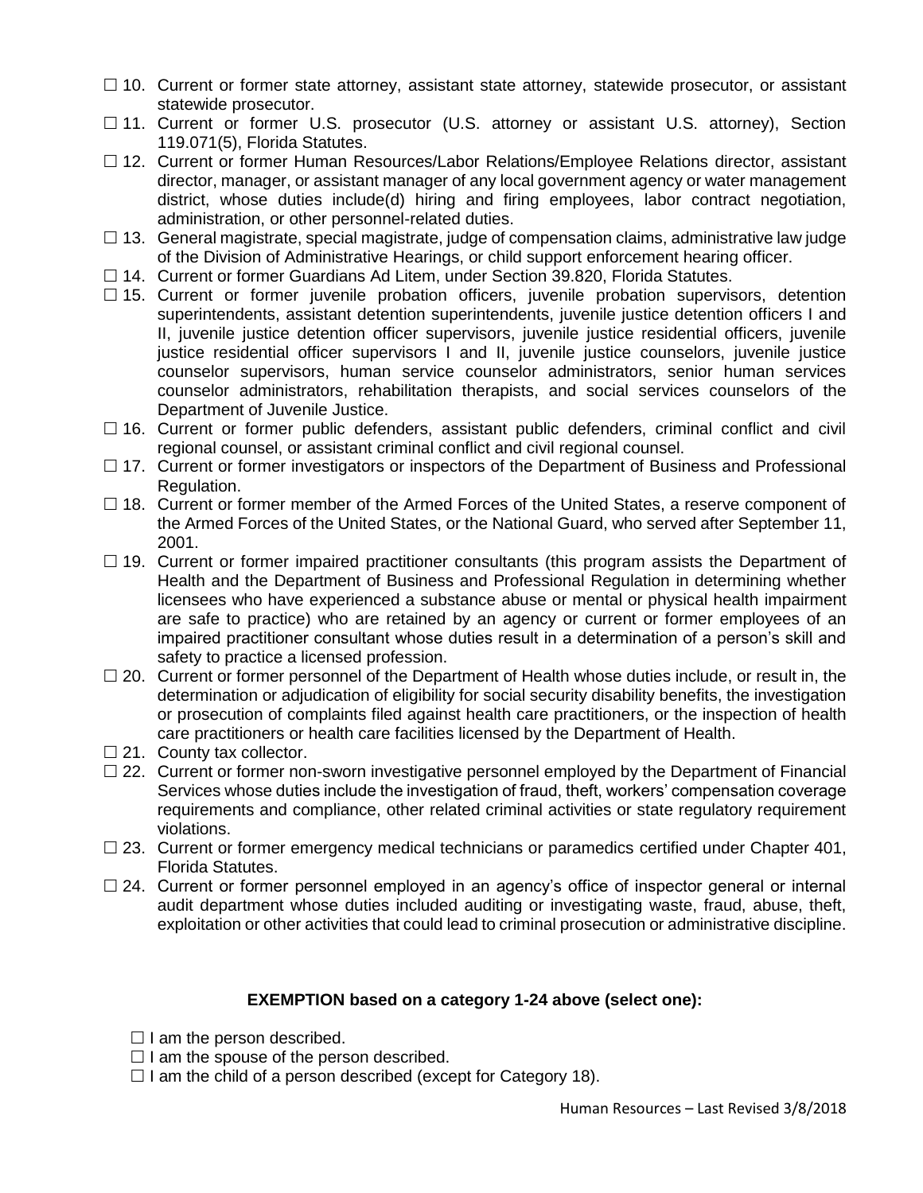☐ 10. Current or former state attorney, assistant state attorney, statewide prosecutor, or assistant statewide prosecutor.

☐ 11. Current or former U.S. prosecutor (U.S. attorney or assistant U.S. attorney), Section 119.071(5), Florida Statutes.

☐ 12. Current or former Human Resources/Labor Relations/Employee Relations director, assistant director, manager, or assistant manager of any local government agency or water management district, whose duties include(d) hiring and firing employees, labor contract negotiation, administration, or other personnel-related duties.

☐ 13. General magistrate, special magistrate, judge of compensation claims, administrative law judge of the Division of Administrative Hearings, or child support enforcement hearing officer.

☐ 14. Current or former Guardians Ad Litem, under Section 39.820, Florida Statutes.

☐ 15. Current or former juvenile probation officers, juvenile probation supervisors, detention superintendents, assistant detention superintendents, juvenile justice detention officers I and II, juvenile justice detention officer supervisors, juvenile justice residential officers, juvenile justice residential officer supervisors I and II, juvenile justice counselors, juvenile justice counselor supervisors, human service counselor administrators, senior human services counselor administrators, rehabilitation therapists, and social services counselors of the Department of Juvenile Justice.

☐ 16. Current or former public defenders, assistant public defenders, criminal conflict and civil regional counsel, or assistant criminal conflict and civil regional counsel.

☐ 17. Current or former investigators or inspectors of the Department of Business and Professional Regulation.

☐ 18. Current or former member of the Armed Forces of the United States, a reserve component of the Armed Forces of the United States, or the National Guard, who served after September 11, 2001.

☐ 19. Current or former impaired practitioner consultants (this program assists the Department of Health and the Department of Business and Professional Regulation in determining whether licensees who have experienced a substance abuse or mental or physical health impairment are safe to practice) who are retained by an agency or current or former employees of an impaired practitioner consultant whose duties result in a determination of a person's skill and safety to practice a licensed profession.

☐ 20. Current or former personnel of the Department of Health whose duties include, or result in, the determination or adjudication of eligibility for social security disability benefits, the investigation or prosecution of complaints filed against health care practitioners, or the inspection of health care practitioners or health care facilities licensed by the Department of Health.

☐ 21. County tax collector.

☐ 22. Current or former non-sworn investigative personnel employed by the Department of Financial Services whose duties include the investigation of fraud, theft, workers' compensation coverage requirements and compliance, other related criminal activities or state regulatory requirement violations.

☐ 23. Current or former emergency medical technicians or paramedics certified under Chapter 401, Florida Statutes.

☐ 24. Current or former personnel employed in an agency's office of inspector general or internal audit department whose duties included auditing or investigating waste, fraud, abuse, theft, exploitation or other activities that could lead to criminal prosecution or administrative discipline.

**EXEMPTION based on a category 1-24 above (select one):**

☐ I am the person described.

☐ I am the spouse of the person described.

☐ I am the child of a person described (except for Category 18).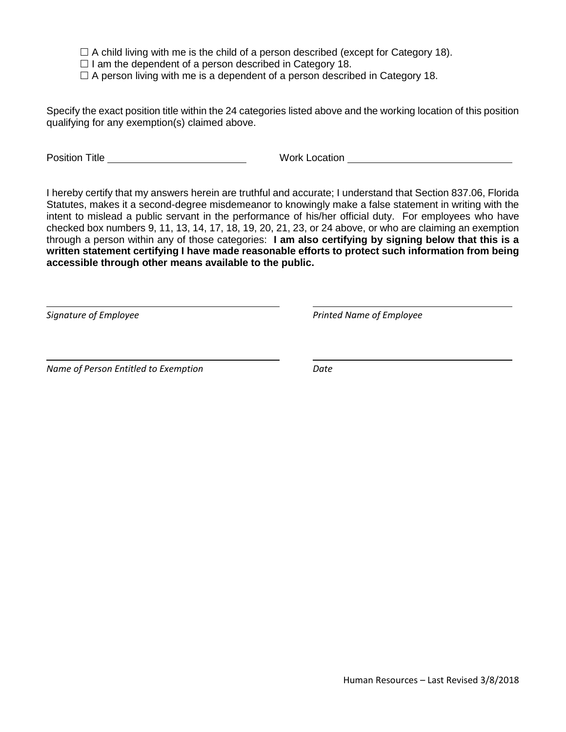☐ A child living with me is the child of a person described (except for Category 18).
☐ I am the dependent of a person described in Category 18.
☐ A person living with me is a dependent of a person described in Category 18.

Specify the exact position title within the 24 categories listed above and the working location of this position qualifying for any exemption(s) claimed above.

Position Title ________________________ Work Location ____________________________

I hereby certify that my answers herein are truthful and accurate; I understand that Section 837.06, Florida Statutes, makes it a second-degree misdemeanor to knowingly make a false statement in writing with the intent to mislead a public servant in the performance of his/her official duty. For employees who have checked box numbers 9, 11, 13, 14, 17, 18, 19, 20, 21, 23, or 24 above, or who are claiming an exemption through a person within any of those categories: **I am also certifying by signing below that this is a written statement certifying I have made reasonable efforts to protect such information from being accessible through other means available to the public.**

________________________________________ ________________________________________
*Signature of Employee* *Printed Name of Employee*

________________________________________ ________________________________________
*Name of Person Entitled to Exemption* *Date*

Human Resources – Last Revised 3/8/2018